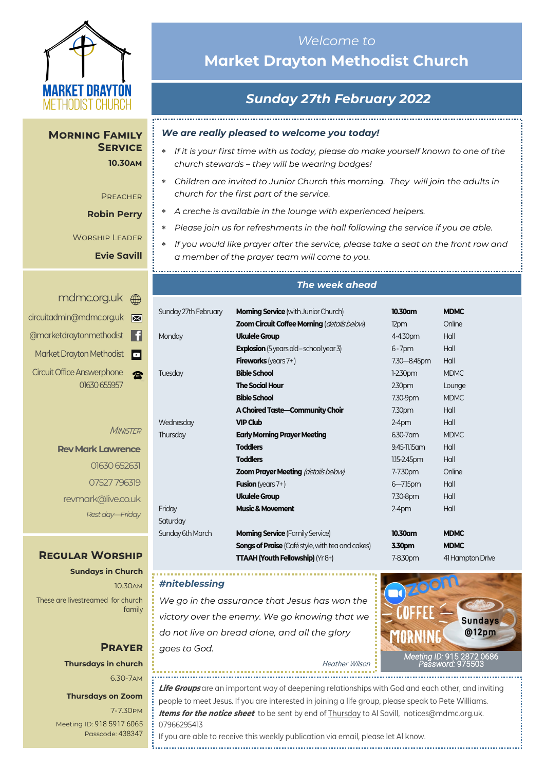MARKET DRAYTON METHODIST CHURCH

*Welcome to*

# Market Drayton Methodist Church

## *Sunday 27th February 2022*

## Morning Family Service

**10.30AM**

PREACHER

**Robin Perry**

WORSHIP LEADER

**Evie Savill**

mdmc.org.uk

circuitadmin@mdmc.org.uk

@marketdraytonmethodist

Market Drayton Methodist

Circuit Office Answerphone 01630 655957

*MINISTER*

**Rev Mark Lawrence**

01630 652631

07527 796319

revmark@live.co.uk

*Rest day—Friday*

## Regular Worship

**Sundays in Church**

10.30AM

These are livestreamed for church family

## Prayer

**Thursdays in church**

6.30-7AM

**Thursdays on Zoom**

7-7.30PM

Meeting ID: 918 5917 6065
Passcode: 438347

### *We are really pleased to welcome you today!*

- *If it is your first time with us today, please do make yourself known to one of the church stewards – they will be wearing badges!*
- *Children are invited to Junior Church this morning. They will join the adults in church for the first part of the service.*
- *A creche is available in the lounge with experienced helpers.*
- *Please join us for refreshments in the hall following the service if you ae able.*
- *If you would like prayer after the service, please take a seat on the front row and a member of the prayer team will come to you.*

### *The week ahead*

| | | | |
|---|---|---|---|
| Sunday 27th February | **Morning Service** (with Junior Church) | **10.30am** | **MDMC** |
| | **Zoom Circuit Coffee Morning** (*details below*) | 12pm | Online |
| Monday | **Ukulele Group** | 4-4.30pm | Hall |
| | **Explosion** (5 years old – school year 3) | 6 - 7pm | Hall |
| | **Fireworks** (years 7+) | 7.30—8.45pm | Hall |
| Tuesday | **Bible School** | 1-2.30pm | MDMC |
| | **The Social Hour** | 2.30pm | Lounge |
| | **Bible School** | 7.30-9pm | MDMC |
| | **A Choired Taste—Community Choir** | 7.30pm | Hall |
| Wednesday | **VIP Club** | 2-4pm | Hall |
| Thursday | **Early Morning Prayer Meeting** | 6.30-7am | MDMC |
| | **Toddlers** | 9.45-11.15am | Hall |
| | **Toddlers** | 1.15-2.45pm | Hall |
| | **Zoom Prayer Meeting** (*details below*) | 7-7.30pm | Online |
| | **Fusion** (years 7+) | 6—7.15pm | Hall |
| | **Ukulele Group** | 7.30-8pm | Hall |
| Friday | **Music & Movement** | 2-4pm | Hall |
| Saturday | | | |
| Sunday 6th March | **Morning Service** (Family Service) | **10.30am** | **MDMC** |
| | **Songs of Praise** (Café style, with tea and cakes) | **3.30pm** | **MDMC** |
| | **TTAAH (Youth Fellowship)** (Yr 8+) | 7-8.30pm | 41 Hampton Drive |

### *#niteblessing*

*We go in the assurance that Jesus has won the victory over the enemy. We go knowing that we do not live on bread alone, and all the glory goes to God.*

*Heather Wilson*

zoom COFFEE MORNING Sundays @12pm

*Meeting ID: 915 2872 0686*
*Password: 975503*

***Life Groups*** are an important way of deepening relationships with God and each other, and inviting people to meet Jesus. If you are interested in joining a life group, please speak to Pete Williams.

***Items for the notice sheet*** to be sent by end of Thursday to Al Savill, notices@mdmc.org.uk. 07966295413

If you are able to receive this weekly publication via email, please let Al know.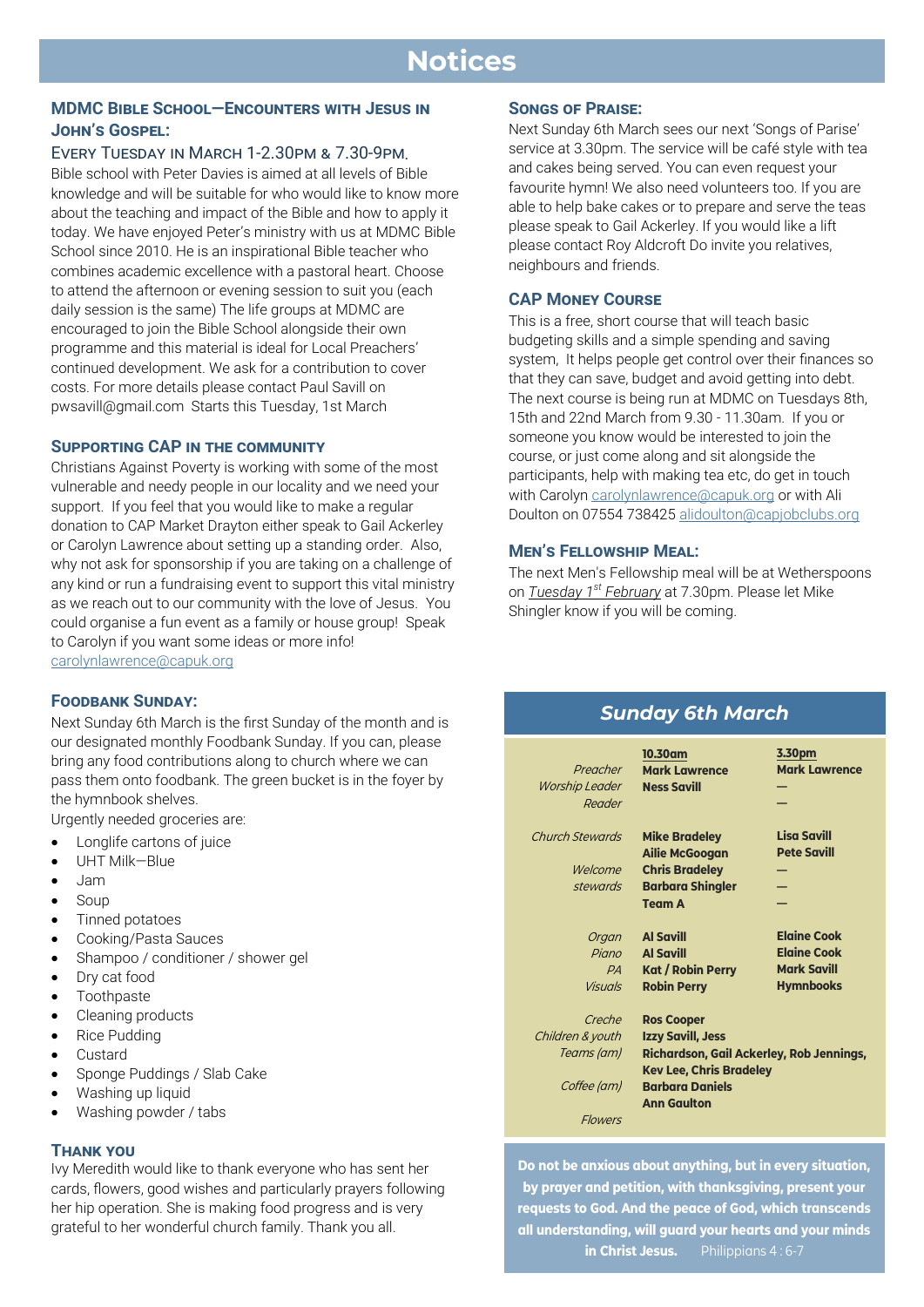# Notices

## MDMC Bible School—Encounters with Jesus in John's Gospel:

### Every Tuesday in March 1-2.30pm & 7.30-9pm.

Bible school with Peter Davies is aimed at all levels of Bible knowledge and will be suitable for who would like to know more about the teaching and impact of the Bible and how to apply it today. We have enjoyed Peter's ministry with us at MDMC Bible School since 2010. He is an inspirational Bible teacher who combines academic excellence with a pastoral heart. Choose to attend the afternoon or evening session to suit you (each daily session is the same) The life groups at MDMC are encouraged to join the Bible School alongside their own programme and this material is ideal for Local Preachers' continued development. We ask for a contribution to cover costs. For more details please contact Paul Savill on pwsavill@gmail.com Starts this Tuesday, 1st March

## Supporting CAP in the community

Christians Against Poverty is working with some of the most vulnerable and needy people in our locality and we need your support. If you feel that you would like to make a regular donation to CAP Market Drayton either speak to Gail Ackerley or Carolyn Lawrence about setting up a standing order. Also, why not ask for sponsorship if you are taking on a challenge of any kind or run a fundraising event to support this vital ministry as we reach out to our community with the love of Jesus. You could organise a fun event as a family or house group! Speak to Carolyn if you want some ideas or more info! carolynlawrence@capuk.org

## Foodbank Sunday:

Next Sunday 6th March is the first Sunday of the month and is our designated monthly Foodbank Sunday. If you can, please bring any food contributions along to church where we can pass them onto foodbank. The green bucket is in the foyer by the hymnbook shelves.

Urgently needed groceries are:

- Longlife cartons of juice
- UHT Milk—Blue
- Jam
- Soup
- Tinned potatoes
- Cooking/Pasta Sauces
- Shampoo / conditioner / shower gel
- Dry cat food
- Toothpaste
- Cleaning products
- Rice Pudding
- Custard
- Sponge Puddings / Slab Cake
- Washing up liquid
- Washing powder / tabs

## Thank You

Ivy Meredith would like to thank everyone who has sent her cards, flowers, good wishes and particularly prayers following her hip operation. She is making food progress and is very grateful to her wonderful church family. Thank you all.

## Songs of Praise:

Next Sunday 6th March sees our next 'Songs of Parise' service at 3.30pm. The service will be café style with tea and cakes being served. You can even request your favourite hymn! We also need volunteers too. If you are able to help bake cakes or to prepare and serve the teas please speak to Gail Ackerley. If you would like a lift please contact Roy Aldcroft Do invite you relatives, neighbours and friends.

## CAP Money Course

This is a free, short course that will teach basic budgeting skills and a simple spending and saving system, It helps people get control over their finances so that they can save, budget and avoid getting into debt. The next course is being run at MDMC on Tuesdays 8th, 15th and 22nd March from 9.30 - 11.30am. If you or someone you know would be interested to join the course, or just come along and sit alongside the participants, help with making tea etc, do get in touch with Carolyn carolynlawrence@capuk.org or with Ali Doulton on 07554 738425 alidoulton@capjobclubs.org

## Men's Fellowship Meal:

The next Men's Fellowship meal will be at Wetherspoons on *Tuesday 1st February* at 7.30pm. Please let Mike Shingler know if you will be coming.

## Sunday 6th March

| | 10.30am | 3.30pm |
|---|---|---|
| *Preacher* | **Mark Lawrence** | **Mark Lawrence** |
| *Worship Leader* | **Ness Savill** | — |
| *Reader* | | — |
| *Church Stewards* | **Mike Bradeley** | **Lisa Savill** |
| | **Ailie McGoogan** | **Pete Savill** |
| *Welcome stewards* | **Chris Bradeley** | — |
| | **Barbara Shingler** | — |
| | **Team A** | — |
| *Organ* | **Al Savill** | **Elaine Cook** |
| *Piano* | **Al Savill** | **Elaine Cook** |
| *PA* | **Kat / Robin Perry** | **Mark Savill** |
| *Visuals* | **Robin Perry** | **Hymnbooks** |
| *Creche* | **Ros Cooper** | |
| *Children & youth* | **Izzy Savill, Jess** | |
| *Teams (am)* | **Richardson, Gail Ackerley, Rob Jennings, Kev Lee, Chris Bradeley** | |
| *Coffee (am)* | **Barbara Daniels** | |
| | **Ann Gaulton** | |
| *Flowers* | | |

**Do not be anxious about anything, but in every situation, by prayer and petition, with thanksgiving, present your requests to God. And the peace of God, which transcends all understanding, will guard your hearts and your minds in Christ Jesus.** Philippians 4 : 6-7